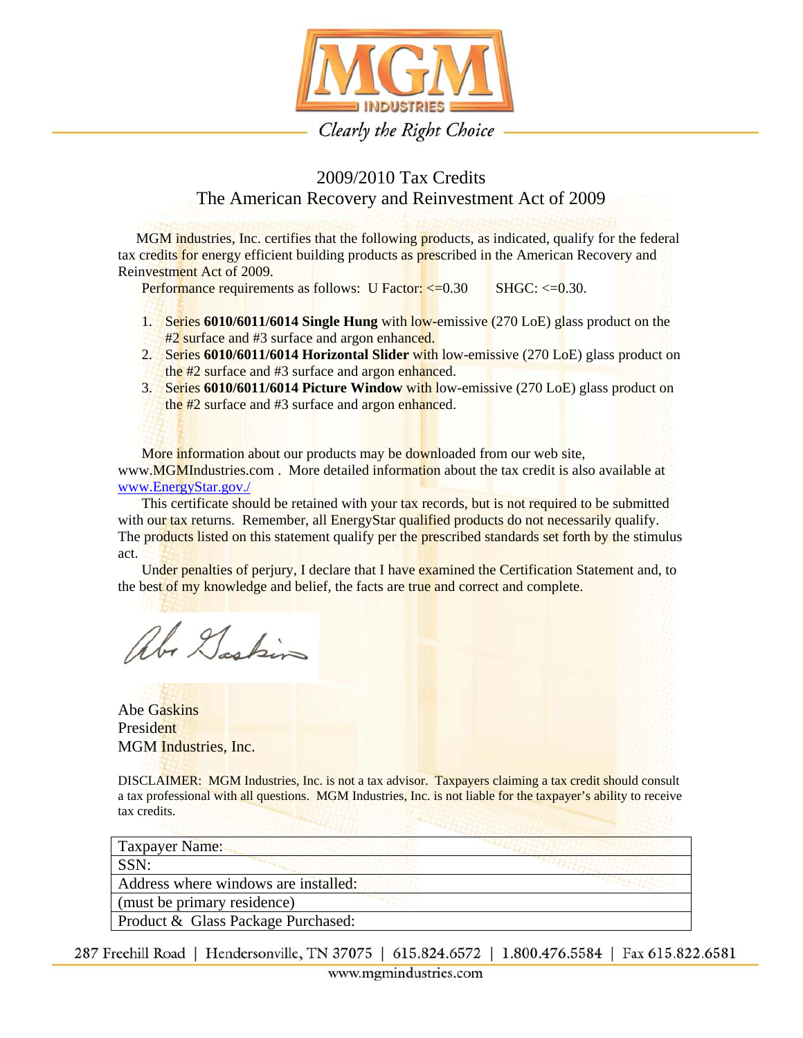MGM INDUSTRIES

*Clearly the Right Choice*

# 2009/2010 Tax Credits
## The American Recovery and Reinvestment Act of 2009

MGM industries, Inc. certifies that the following products, as indicated, qualify for the federal tax credits for energy efficient building products as prescribed in the American Recovery and Reinvestment Act of 2009.

Performance requirements as follows: U Factor: <=0.30 SHGC: <=0.30.

1. Series **6010/6011/6014 Single Hung** with low-emissive (270 LoE) glass product on the #2 surface and #3 surface and argon enhanced.
2. Series **6010/6011/6014 Horizontal Slider** with low-emissive (270 LoE) glass product on the #2 surface and #3 surface and argon enhanced.
3. Series **6010/6011/6014 Picture Window** with low-emissive (270 LoE) glass product on the #2 surface and #3 surface and argon enhanced.

More information about our products may be downloaded from our web site, www.MGMIndustries.com . More detailed information about the tax credit is also available at www.EnergyStar.gov./

This certificate should be retained with your tax records, but is not required to be submitted with our tax returns. Remember, all EnergyStar qualified products do not necessarily qualify. The products listed on this statement qualify per the prescribed standards set forth by the stimulus act.

Under penalties of perjury, I declare that I have examined the Certification Statement and, to the best of my knowledge and belief, the facts are true and correct and complete.

*Abe Gaskins*

Abe Gaskins
President
MGM Industries, Inc.

DISCLAIMER: MGM Industries, Inc. is not a tax advisor. Taxpayers claiming a tax credit should consult a tax professional with all questions. MGM Industries, Inc. is not liable for the taxpayer's ability to receive tax credits.

| Taxpayer Name: |
|---|
| SSN: |
| Address where windows are installed: |
| (must be primary residence) |
| Product & Glass Package Purchased: |

287 Freehill Road | Hendersonville, TN 37075 | 615.824.6572 | 1.800.476.5584 | Fax 615.822.6581
www.mgmindustries.com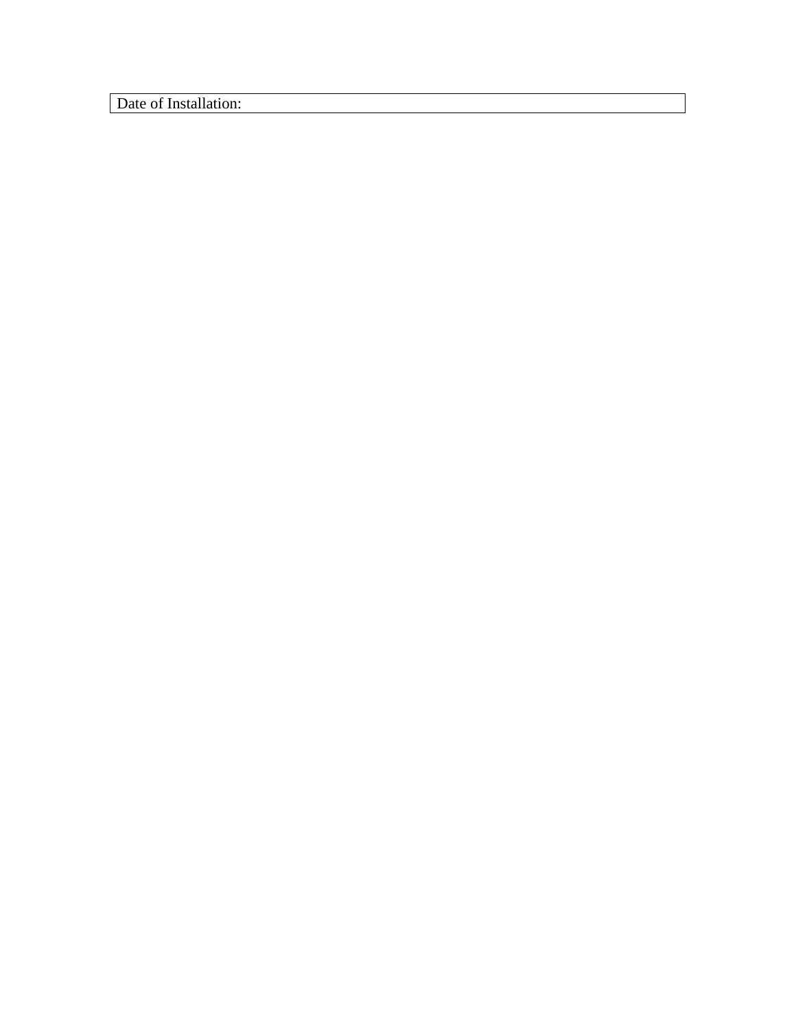| Date of Installation: |
| --- |